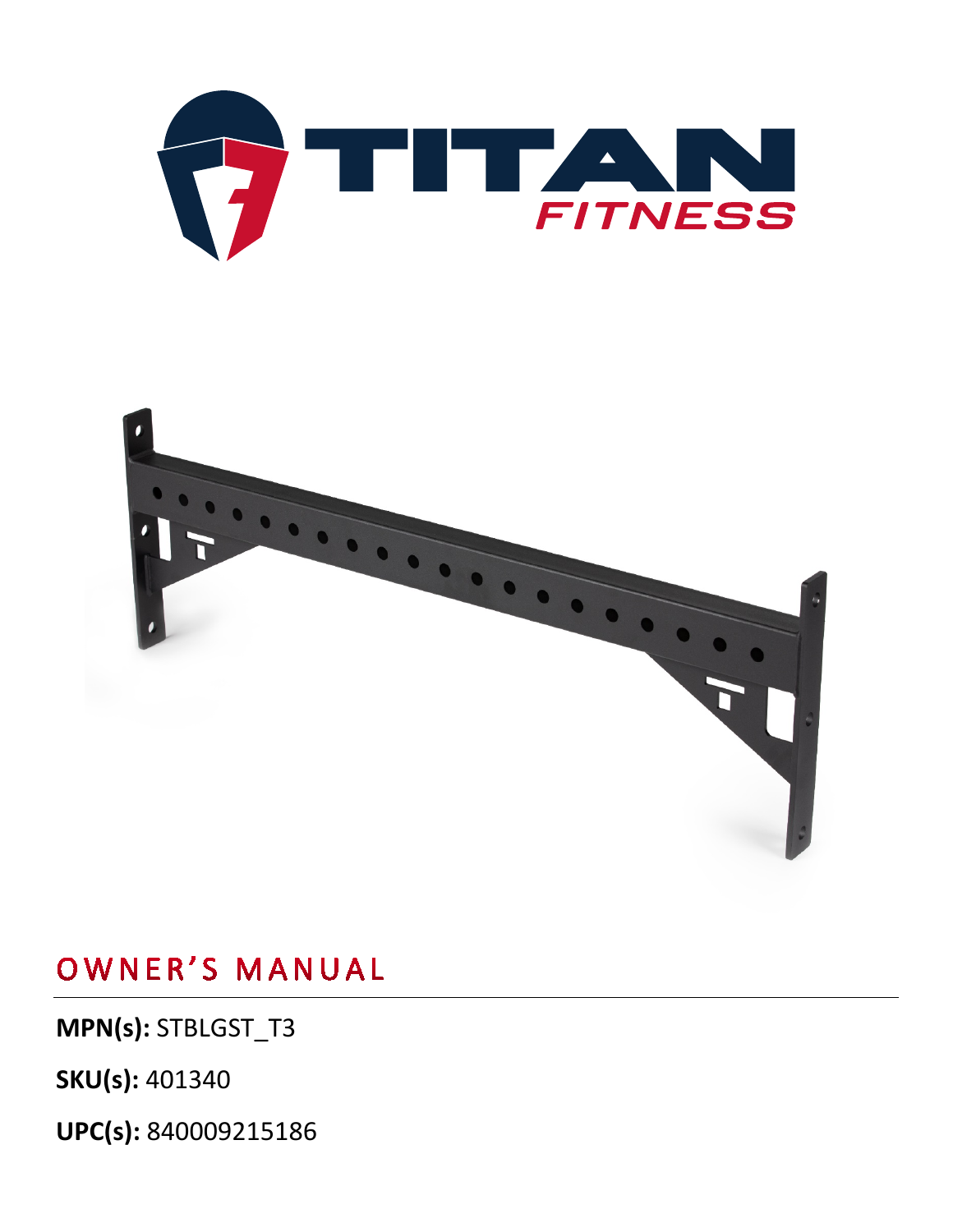# OWNER'S MANUAL

**MPN(s):** STBLGST_T3

**SKU(s):** 401340

**UPC(s):** 840009215186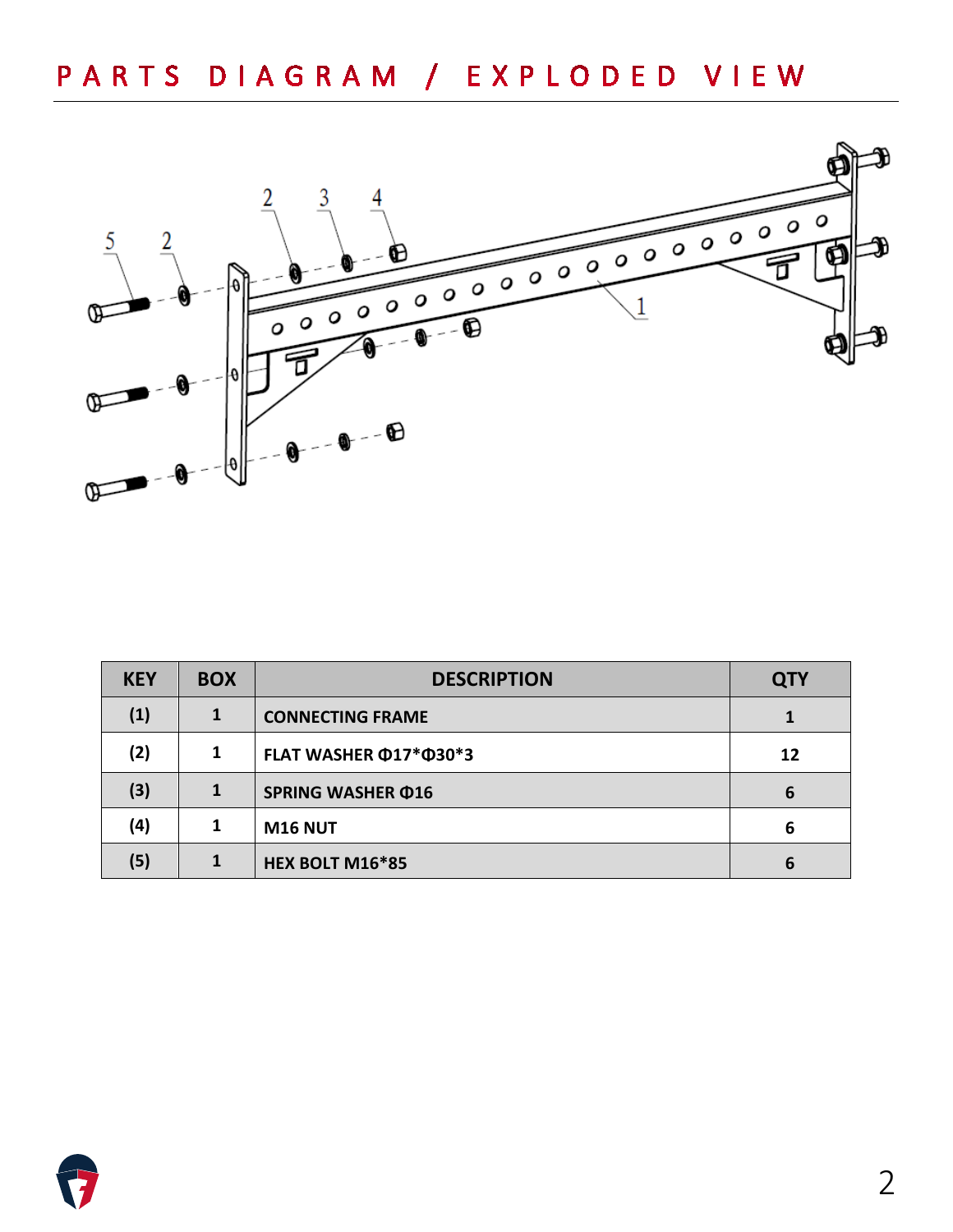# PARTS DIAGRAM / EXPLODED VIEW

5
2
2
3
4
1

| KEY | BOX | DESCRIPTION | QTY |
|---|---|---|---|
| (1) | 1 | CONNECTING FRAME | 1 |
| (2) | 1 | FLAT WASHER Φ17*Φ30*3 | 12 |
| (3) | 1 | SPRING WASHER Φ16 | 6 |
| (4) | 1 | M16 NUT | 6 |
| (5) | 1 | HEX BOLT M16*85 | 6 |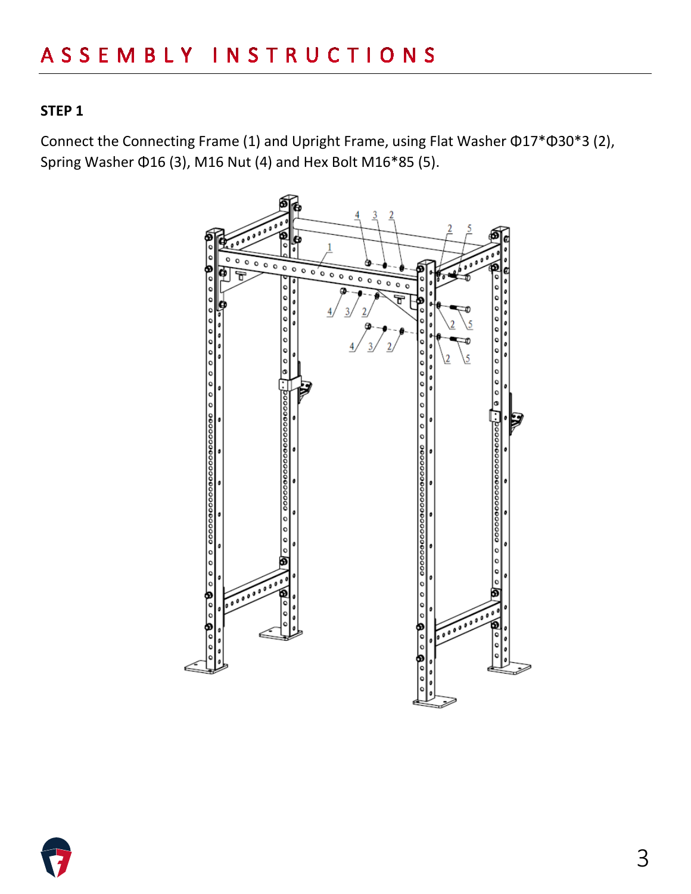# ASSEMBLY INSTRUCTIONS

**STEP 1**

Connect the Connecting Frame (1) and Upright Frame, using Flat Washer Φ17*Φ30*3 (2), Spring Washer Φ16 (3), M16 Nut (4) and Hex Bolt M16*85 (5).

4 3 2
2 5
1
4 3 2
2 5
4 3 2
2 5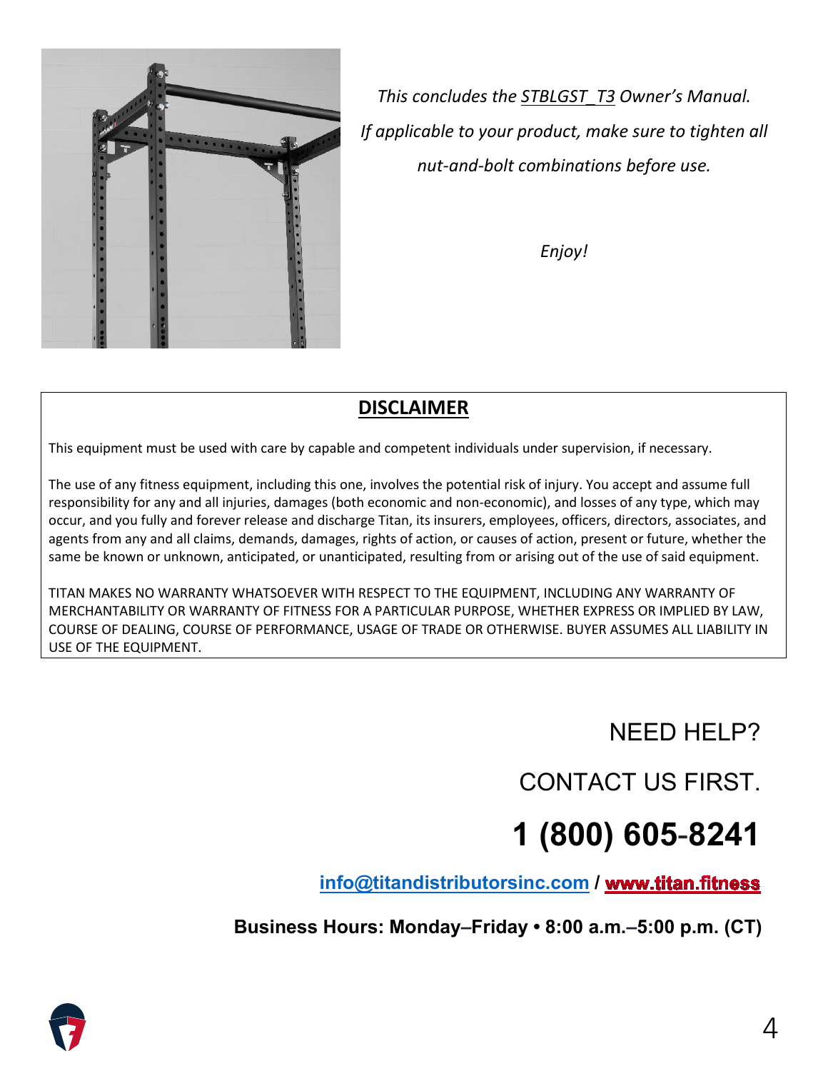*This concludes the STBLGST_T3 Owner's Manual.*
*If applicable to your product, make sure to tighten all nut-and-bolt combinations before use.*

*Enjoy!*

## DISCLAIMER

This equipment must be used with care by capable and competent individuals under supervision, if necessary.

The use of any fitness equipment, including this one, involves the potential risk of injury. You accept and assume full responsibility for any and all injuries, damages (both economic and non-economic), and losses of any type, which may occur, and you fully and forever release and discharge Titan, its insurers, employees, officers, directors, associates, and agents from any and all claims, demands, damages, rights of action, or causes of action, present or future, whether the same be known or unknown, anticipated, or unanticipated, resulting from or arising out of the use of said equipment.

TITAN MAKES NO WARRANTY WHATSOEVER WITH RESPECT TO THE EQUIPMENT, INCLUDING ANY WARRANTY OF MERCHANTABILITY OR WARRANTY OF FITNESS FOR A PARTICULAR PURPOSE, WHETHER EXPRESS OR IMPLIED BY LAW, COURSE OF DEALING, COURSE OF PERFORMANCE, USAGE OF TRADE OR OTHERWISE. BUYER ASSUMES ALL LIABILITY IN USE OF THE EQUIPMENT.

NEED HELP?

CONTACT US FIRST.

**1 (800) 605-8241**

**info@titandistributorsinc.com / www.titan.fitness**

**Business Hours: Monday–Friday • 8:00 a.m.–5:00 p.m. (CT)**